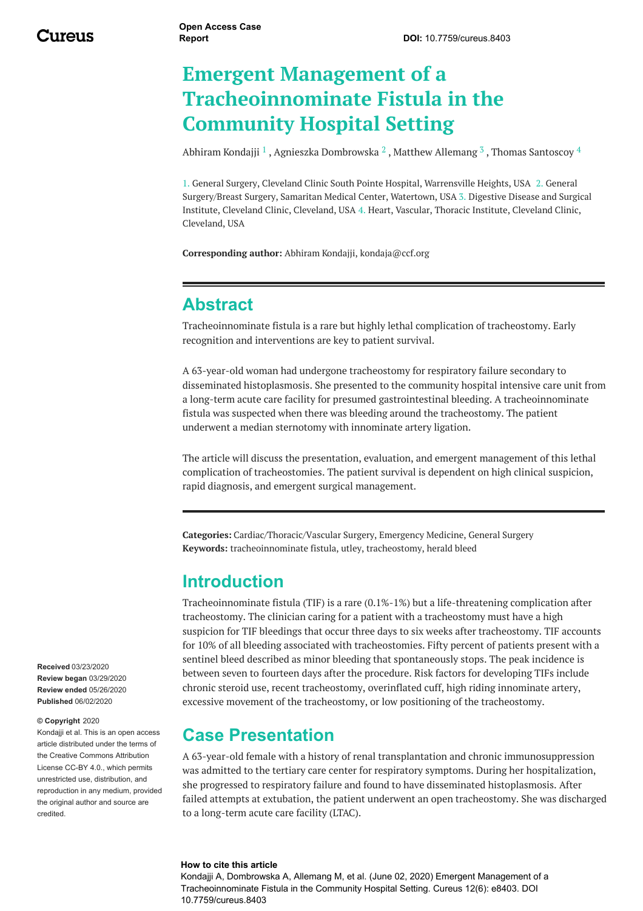# Emergent Management of a Tracheoinnominate Fistula in the Community Hospital Setting

Abhiram Kondajji [1] , Agnieszka Dombrowska [2] , Matthew Allemang [3] , Thomas Santoscoy [4]

1. General Surgery, Cleveland Clinic South Pointe Hospital, Warrensville Heights, USA 2. General Surgery/Breast Surgery, Samaritan Medical Center, Watertown, USA 3. Digestive Disease and Surgical Institute, Cleveland Clinic, Cleveland, USA 4. Heart, Vascular, Thoracic Institute, Cleveland Clinic, Cleveland, USA

**Corresponding author:** Abhiram Kondajji, kondaja@ccf.org

## Abstract

Tracheoinnominate fistula is a rare but highly lethal complication of tracheostomy. Early recognition and interventions are key to patient survival.

A 63-year-old woman had undergone tracheostomy for respiratory failure secondary to disseminated histoplasmosis. She presented to the community hospital intensive care unit from a long-term acute care facility for presumed gastrointestinal bleeding. A tracheoinnominate fistula was suspected when there was bleeding around the tracheostomy. The patient underwent a median sternotomy with innominate artery ligation.

The article will discuss the presentation, evaluation, and emergent management of this lethal complication of tracheostomies. The patient survival is dependent on high clinical suspicion, rapid diagnosis, and emergent surgical management.

**Categories:** Cardiac/Thoracic/Vascular Surgery, Emergency Medicine, General Surgery
**Keywords:** tracheoinnominate fistula, utley, tracheostomy, herald bleed

**Received** 03/23/2020
**Review began** 03/29/2020
**Review ended** 05/26/2020
**Published** 06/02/2020

**© Copyright** 2020
Kondajji et al. This is an open access article distributed under the terms of the Creative Commons Attribution License CC-BY 4.0., which permits unrestricted use, distribution, and reproduction in any medium, provided the original author and source are credited.

## Introduction

Tracheoinnominate fistula (TIF) is a rare (0.1%-1%) but a life-threatening complication after tracheostomy. The clinician caring for a patient with a tracheostomy must have a high suspicion for TIF bleedings that occur three days to six weeks after tracheostomy. TIF accounts for 10% of all bleeding associated with tracheostomies. Fifty percent of patients present with a sentinel bleed described as minor bleeding that spontaneously stops. The peak incidence is between seven to fourteen days after the procedure. Risk factors for developing TIFs include chronic steroid use, recent tracheostomy, overinflated cuff, high riding innominate artery, excessive movement of the tracheostomy, or low positioning of the tracheostomy.

## Case Presentation

A 63-year-old female with a history of renal transplantation and chronic immunosuppression was admitted to the tertiary care center for respiratory symptoms. During her hospitalization, she progressed to respiratory failure and found to have disseminated histoplasmosis. After failed attempts at extubation, the patient underwent an open tracheostomy. She was discharged to a long-term acute care facility (LTAC).

**How to cite this article**
Kondajji A, Dombrowska A, Allemang M, et al. (June 02, 2020) Emergent Management of a Tracheoinnominate Fistula in the Community Hospital Setting. Cureus 12(6): e8403. DOI 10.7759/cureus.8403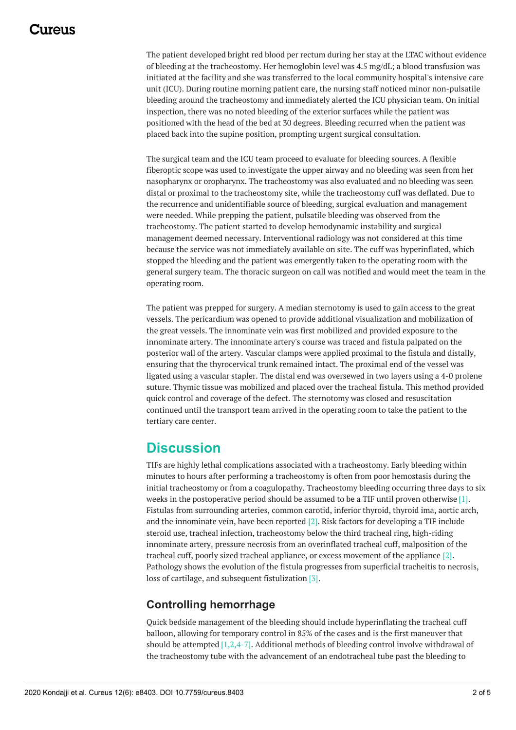The patient developed bright red blood per rectum during her stay at the LTAC without evidence of bleeding at the tracheostomy. Her hemoglobin level was 4.5 mg/dL; a blood transfusion was initiated at the facility and she was transferred to the local community hospital's intensive care unit (ICU). During routine morning patient care, the nursing staff noticed minor non-pulsatile bleeding around the tracheostomy and immediately alerted the ICU physician team. On initial inspection, there was no noted bleeding of the exterior surfaces while the patient was positioned with the head of the bed at 30 degrees. Bleeding recurred when the patient was placed back into the supine position, prompting urgent surgical consultation.

The surgical team and the ICU team proceed to evaluate for bleeding sources. A flexible fiberoptic scope was used to investigate the upper airway and no bleeding was seen from her nasopharynx or oropharynx. The tracheostomy was also evaluated and no bleeding was seen distal or proximal to the tracheostomy site, while the tracheostomy cuff was deflated. Due to the recurrence and unidentifiable source of bleeding, surgical evaluation and management were needed. While prepping the patient, pulsatile bleeding was observed from the tracheostomy. The patient started to develop hemodynamic instability and surgical management deemed necessary. Interventional radiology was not considered at this time because the service was not immediately available on site. The cuff was hyperinflated, which stopped the bleeding and the patient was emergently taken to the operating room with the general surgery team. The thoracic surgeon on call was notified and would meet the team in the operating room.

The patient was prepped for surgery. A median sternotomy is used to gain access to the great vessels. The pericardium was opened to provide additional visualization and mobilization of the great vessels. The innominate vein was first mobilized and provided exposure to the innominate artery. The innominate artery's course was traced and fistula palpated on the posterior wall of the artery. Vascular clamps were applied proximal to the fistula and distally, ensuring that the thyrocervical trunk remained intact. The proximal end of the vessel was ligated using a vascular stapler. The distal end was oversewed in two layers using a 4-0 prolene suture. Thymic tissue was mobilized and placed over the tracheal fistula. This method provided quick control and coverage of the defect. The sternotomy was closed and resuscitation continued until the transport team arrived in the operating room to take the patient to the tertiary care center.

# Discussion

TIFs are highly lethal complications associated with a tracheostomy. Early bleeding within minutes to hours after performing a tracheostomy is often from poor hemostasis during the initial tracheostomy or from a coagulopathy. Tracheostomy bleeding occurring three days to six weeks in the postoperative period should be assumed to be a TIF until proven otherwise [1]. Fistulas from surrounding arteries, common carotid, inferior thyroid, thyroid ima, aortic arch, and the innominate vein, have been reported [2]. Risk factors for developing a TIF include steroid use, tracheal infection, tracheostomy below the third tracheal ring, high-riding innominate artery, pressure necrosis from an overinflated tracheal cuff, malposition of the tracheal cuff, poorly sized tracheal appliance, or excess movement of the appliance [2]. Pathology shows the evolution of the fistula progresses from superficial tracheitis to necrosis, loss of cartilage, and subsequent fistulization [3].

## Controlling hemorrhage

Quick bedside management of the bleeding should include hyperinflating the tracheal cuff balloon, allowing for temporary control in 85% of the cases and is the first maneuver that should be attempted [1,2,4-7]. Additional methods of bleeding control involve withdrawal of the tracheostomy tube with the advancement of an endotracheal tube past the bleeding to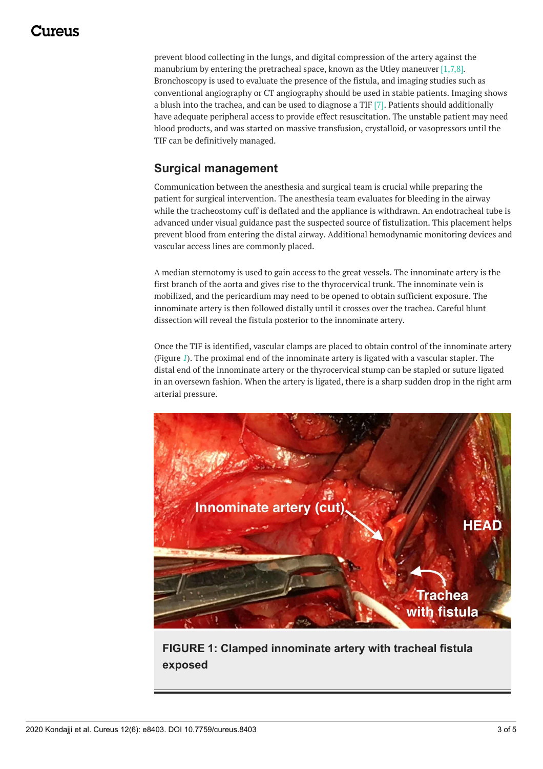prevent blood collecting in the lungs, and digital compression of the artery against the manubrium by entering the pretracheal space, known as the Utley maneuver [1,7,8]. Bronchoscopy is used to evaluate the presence of the fistula, and imaging studies such as conventional angiography or CT angiography should be used in stable patients. Imaging shows a blush into the trachea, and can be used to diagnose a TIF [7]. Patients should additionally have adequate peripheral access to provide effect resuscitation. The unstable patient may need blood products, and was started on massive transfusion, crystalloid, or vasopressors until the TIF can be definitively managed.

## Surgical management

Communication between the anesthesia and surgical team is crucial while preparing the patient for surgical intervention. The anesthesia team evaluates for bleeding in the airway while the tracheostomy cuff is deflated and the appliance is withdrawn. An endotracheal tube is advanced under visual guidance past the suspected source of fistulization. This placement helps prevent blood from entering the distal airway. Additional hemodynamic monitoring devices and vascular access lines are commonly placed.

A median sternotomy is used to gain access to the great vessels. The innominate artery is the first branch of the aorta and gives rise to the thyrocervical trunk. The innominate vein is mobilized, and the pericardium may need to be opened to obtain sufficient exposure. The innominate artery is then followed distally until it crosses over the trachea. Careful blunt dissection will reveal the fistula posterior to the innominate artery.

Once the TIF is identified, vascular clamps are placed to obtain control of the innominate artery (Figure 1). The proximal end of the innominate artery is ligated with a vascular stapler. The distal end of the innominate artery or the thyrocervical stump can be stapled or suture ligated in an oversewn fashion. When the artery is ligated, there is a sharp sudden drop in the right arm arterial pressure.

**FIGURE 1: Clamped innominate artery with tracheal fistula exposed**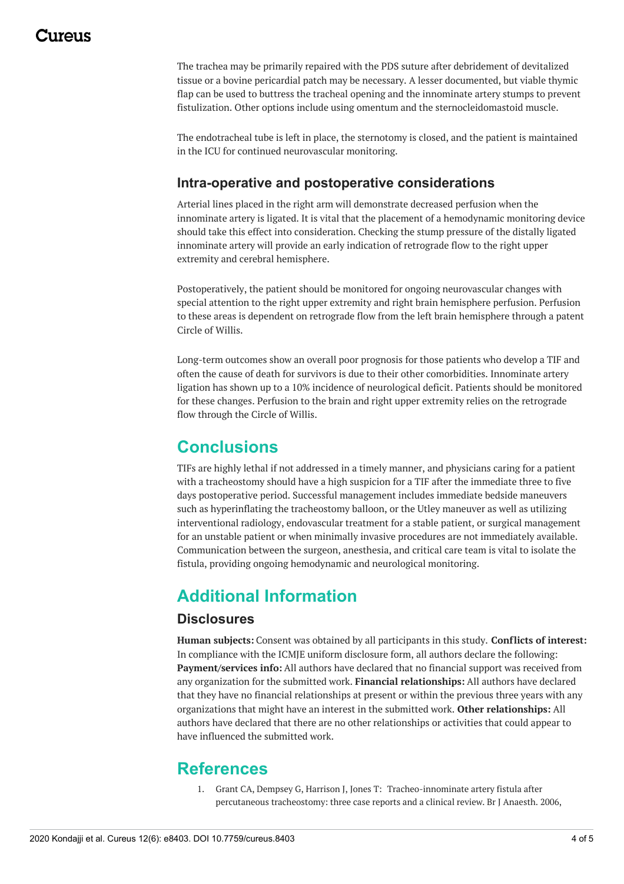The trachea may be primarily repaired with the PDS suture after debridement of devitalized tissue or a bovine pericardial patch may be necessary. A lesser documented, but viable thymic flap can be used to buttress the tracheal opening and the innominate artery stumps to prevent fistulization. Other options include using omentum and the sternocleidomastoid muscle.

The endotracheal tube is left in place, the sternotomy is closed, and the patient is maintained in the ICU for continued neurovascular monitoring.

### Intra-operative and postoperative considerations

Arterial lines placed in the right arm will demonstrate decreased perfusion when the innominate artery is ligated. It is vital that the placement of a hemodynamic monitoring device should take this effect into consideration. Checking the stump pressure of the distally ligated innominate artery will provide an early indication of retrograde flow to the right upper extremity and cerebral hemisphere.

Postoperatively, the patient should be monitored for ongoing neurovascular changes with special attention to the right upper extremity and right brain hemisphere perfusion. Perfusion to these areas is dependent on retrograde flow from the left brain hemisphere through a patent Circle of Willis.

Long-term outcomes show an overall poor prognosis for those patients who develop a TIF and often the cause of death for survivors is due to their other comorbidities. Innominate artery ligation has shown up to a 10% incidence of neurological deficit. Patients should be monitored for these changes. Perfusion to the brain and right upper extremity relies on the retrograde flow through the Circle of Willis.

## Conclusions

TIFs are highly lethal if not addressed in a timely manner, and physicians caring for a patient with a tracheostomy should have a high suspicion for a TIF after the immediate three to five days postoperative period. Successful management includes immediate bedside maneuvers such as hyperinflating the tracheostomy balloon, or the Utley maneuver as well as utilizing interventional radiology, endovascular treatment for a stable patient, or surgical management for an unstable patient or when minimally invasive procedures are not immediately available. Communication between the surgeon, anesthesia, and critical care team is vital to isolate the fistula, providing ongoing hemodynamic and neurological monitoring.

## Additional Information

### Disclosures

**Human subjects:** Consent was obtained by all participants in this study. **Conflicts of interest:** In compliance with the ICMJE uniform disclosure form, all authors declare the following: **Payment/services info:** All authors have declared that no financial support was received from any organization for the submitted work. **Financial relationships:** All authors have declared that they have no financial relationships at present or within the previous three years with any organizations that might have an interest in the submitted work. **Other relationships:** All authors have declared that there are no other relationships or activities that could appear to have influenced the submitted work.

## References

1. Grant CA, Dempsey G, Harrison J, Jones T: Tracheo-innominate artery fistula after percutaneous tracheostomy: three case reports and a clinical review. Br J Anaesth. 2006,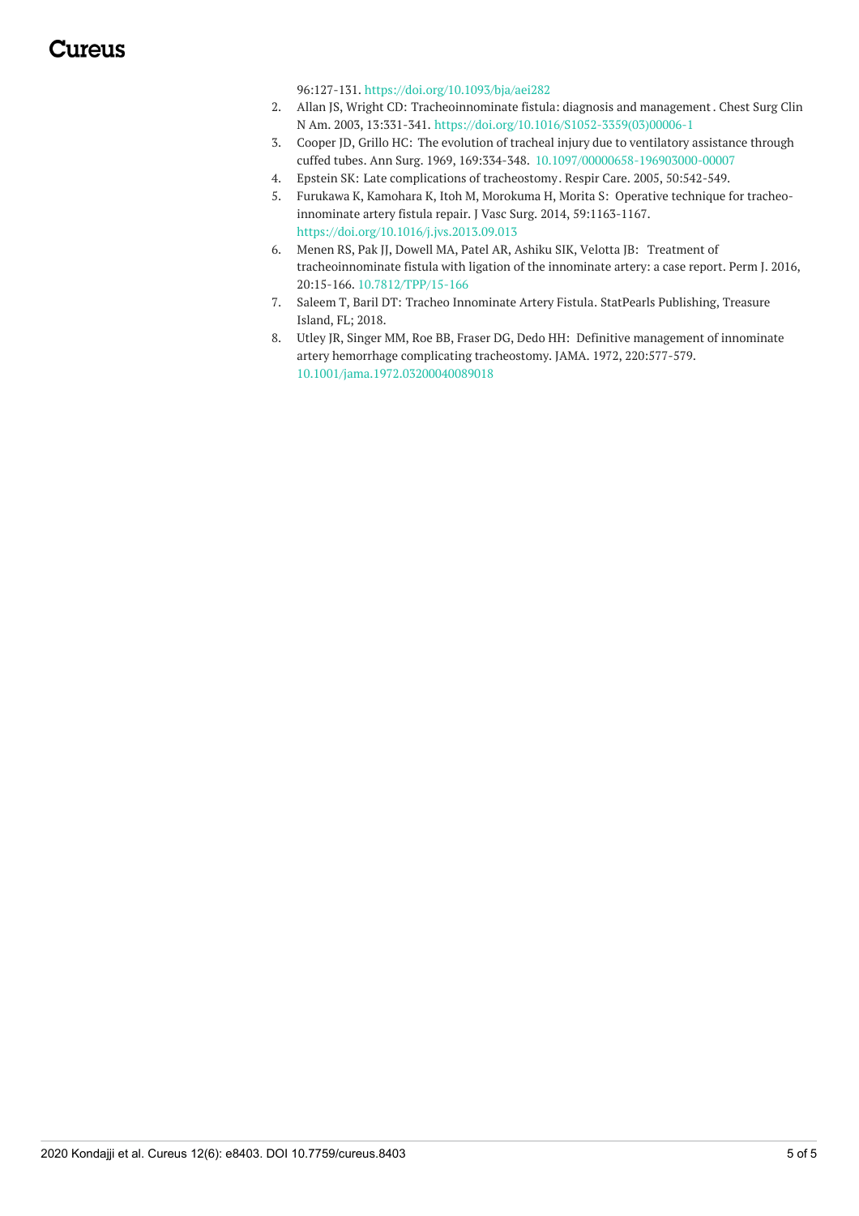96:127-131. https://doi.org/10.1093/bja/aei282

2. Allan JS, Wright CD: Tracheoinnominate fistula: diagnosis and management . Chest Surg Clin N Am. 2003, 13:331-341. https://doi.org/10.1016/S1052-3359(03)00006-1
3. Cooper JD, Grillo HC: The evolution of tracheal injury due to ventilatory assistance through cuffed tubes. Ann Surg. 1969, 169:334-348. 10.1097/00000658-196903000-00007
4. Epstein SK: Late complications of tracheostomy. Respir Care. 2005, 50:542-549.
5. Furukawa K, Kamohara K, Itoh M, Morokuma H, Morita S: Operative technique for tracheo-innominate artery fistula repair. J Vasc Surg. 2014, 59:1163-1167. https://doi.org/10.1016/j.jvs.2013.09.013
6. Menen RS, Pak JJ, Dowell MA, Patel AR, Ashiku SIK, Velotta JB: Treatment of tracheoinnominate fistula with ligation of the innominate artery: a case report. Perm J. 2016, 20:15-166. 10.7812/TPP/15-166
7. Saleem T, Baril DT: Tracheo Innominate Artery Fistula. StatPearls Publishing, Treasure Island, FL; 2018.
8. Utley JR, Singer MM, Roe BB, Fraser DG, Dedo HH: Definitive management of innominate artery hemorrhage complicating tracheostomy. JAMA. 1972, 220:577-579. 10.1001/jama.1972.03200040089018